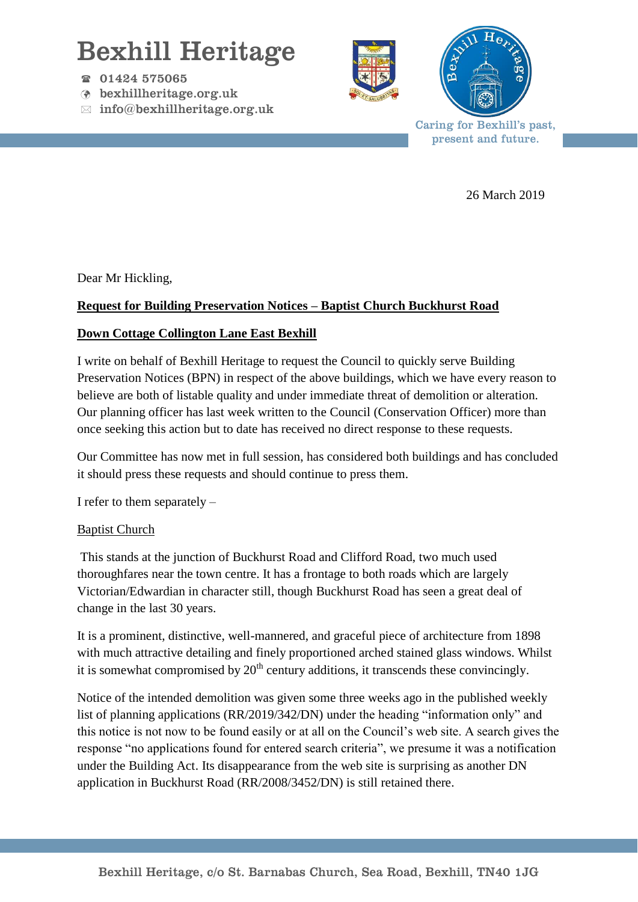# Bexhill Heritage

☎ 01424 575065
bexhillheritage.org.uk
✉ info@bexhillheritage.org.uk

Caring for Bexhill's past, present and future.

26 March 2019

Dear Mr Hickling,

**Request for Building Preservation Notices – Baptist Church Buckhurst Road**

**Down Cottage Collington Lane East Bexhill**

I write on behalf of Bexhill Heritage to request the Council to quickly serve Building Preservation Notices (BPN) in respect of the above buildings, which we have every reason to believe are both of listable quality and under immediate threat of demolition or alteration. Our planning officer has last week written to the Council (Conservation Officer) more than once seeking this action but to date has received no direct response to these requests.

Our Committee has now met in full session, has considered both buildings and has concluded it should press these requests and should continue to press them.

I refer to them separately –

Baptist Church

This stands at the junction of Buckhurst Road and Clifford Road, two much used thoroughfares near the town centre. It has a frontage to both roads which are largely Victorian/Edwardian in character still, though Buckhurst Road has seen a great deal of change in the last 30 years.

It is a prominent, distinctive, well-mannered, and graceful piece of architecture from 1898 with much attractive detailing and finely proportioned arched stained glass windows. Whilst it is somewhat compromised by 20th century additions, it transcends these convincingly.

Notice of the intended demolition was given some three weeks ago in the published weekly list of planning applications (RR/2019/342/DN) under the heading "information only" and this notice is not now to be found easily or at all on the Council's web site. A search gives the response "no applications found for entered search criteria", we presume it was a notification under the Building Act. Its disappearance from the web site is surprising as another DN application in Buckhurst Road (RR/2008/3452/DN) is still retained there.

Bexhill Heritage, c/o St. Barnabas Church, Sea Road, Bexhill, TN40 1JG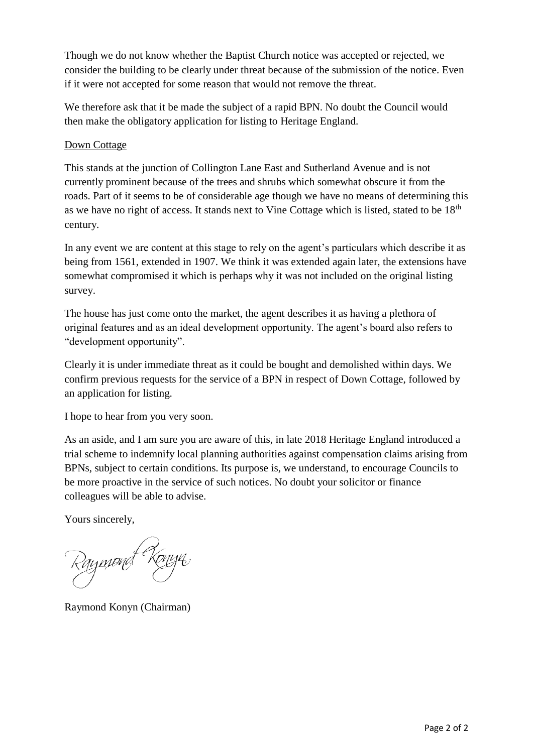Though we do not know whether the Baptist Church notice was accepted or rejected, we consider the building to be clearly under threat because of the submission of the notice. Even if it were not accepted for some reason that would not remove the threat.

We therefore ask that it be made the subject of a rapid BPN. No doubt the Council would then make the obligatory application for listing to Heritage England.

<u>Down Cottage</u>

This stands at the junction of Collington Lane East and Sutherland Avenue and is not currently prominent because of the trees and shrubs which somewhat obscure it from the roads. Part of it seems to be of considerable age though we have no means of determining this as we have no right of access. It stands next to Vine Cottage which is listed, stated to be 18th century.

In any event we are content at this stage to rely on the agent's particulars which describe it as being from 1561, extended in 1907. We think it was extended again later, the extensions have somewhat compromised it which is perhaps why it was not included on the original listing survey.

The house has just come onto the market, the agent describes it as having a plethora of original features and as an ideal development opportunity. The agent's board also refers to "development opportunity".

Clearly it is under immediate threat as it could be bought and demolished within days. We confirm previous requests for the service of a BPN in respect of Down Cottage, followed by an application for listing.

I hope to hear from you very soon.

As an aside, and I am sure you are aware of this, in late 2018 Heritage England introduced a trial scheme to indemnify local planning authorities against compensation claims arising from BPNs, subject to certain conditions. Its purpose is, we understand, to encourage Councils to be more proactive in the service of such notices. No doubt your solicitor or finance colleagues will be able to advise.

Yours sincerely,

Raymond Konyn

Raymond Konyn (Chairman)